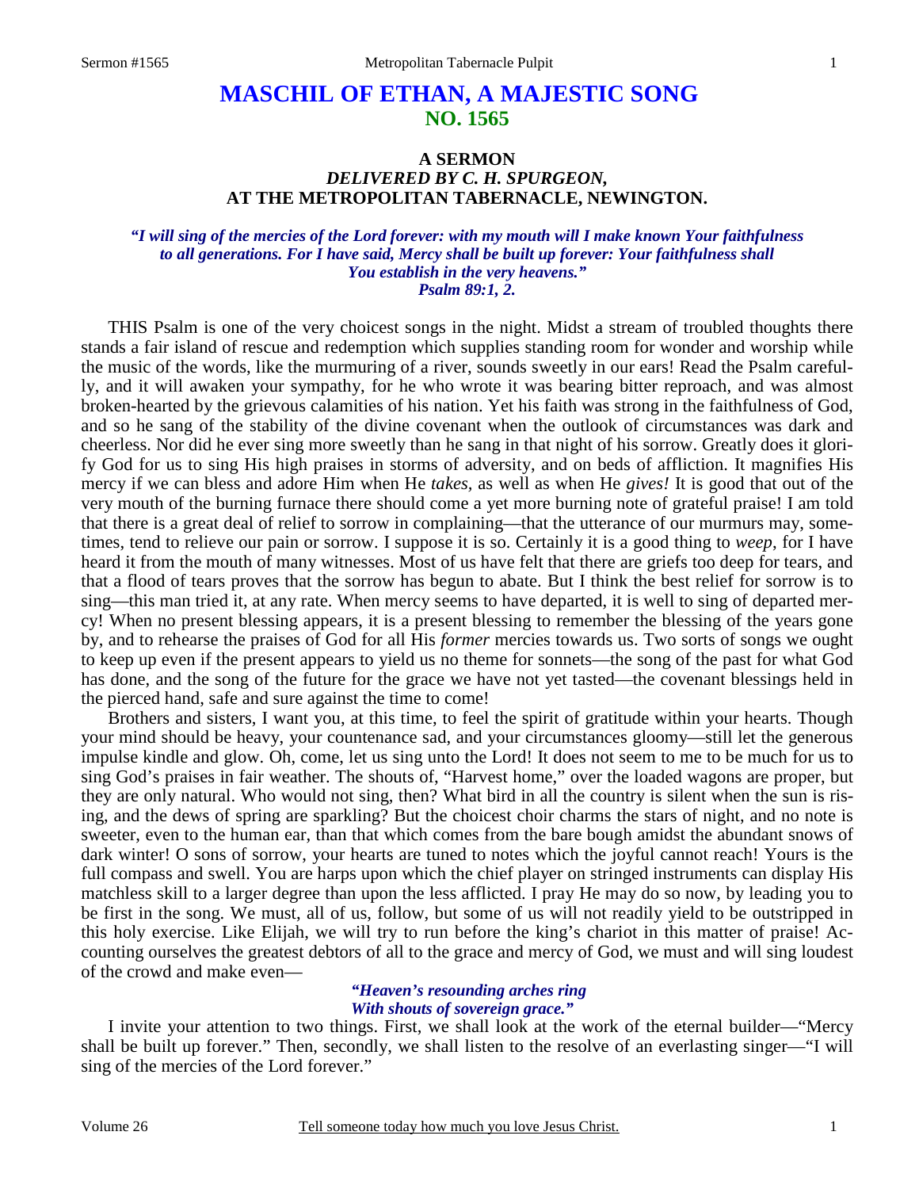# MASCHIL OF ETHAN, A MAJESTIC SONG
## NO. 1565

### A SERMON
### *DELIVERED BY C. H. SPURGEON,*
### AT THE METROPOLITAN TABERNACLE, NEWINGTON.

***"I will sing of the mercies of the Lord forever: with my mouth will I make known Your faithfulness to all generations. For I have said, Mercy shall be built up forever: Your faithfulness shall You establish in the very heavens." Psalm 89:1, 2.***

THIS Psalm is one of the very choicest songs in the night. Midst a stream of troubled thoughts there stands a fair island of rescue and redemption which supplies standing room for wonder and worship while the music of the words, like the murmuring of a river, sounds sweetly in our ears! Read the Psalm carefully, and it will awaken your sympathy, for he who wrote it was bearing bitter reproach, and was almost broken-hearted by the grievous calamities of his nation. Yet his faith was strong in the faithfulness of God, and so he sang of the stability of the divine covenant when the outlook of circumstances was dark and cheerless. Nor did he ever sing more sweetly than he sang in that night of his sorrow. Greatly does it glorify God for us to sing His high praises in storms of adversity, and on beds of affliction. It magnifies His mercy if we can bless and adore Him when He *takes,* as well as when He *gives!* It is good that out of the very mouth of the burning furnace there should come a yet more burning note of grateful praise! I am told that there is a great deal of relief to sorrow in complaining—that the utterance of our murmurs may, sometimes, tend to relieve our pain or sorrow. I suppose it is so. Certainly it is a good thing to *weep*, for I have heard it from the mouth of many witnesses. Most of us have felt that there are griefs too deep for tears, and that a flood of tears proves that the sorrow has begun to abate. But I think the best relief for sorrow is to sing—this man tried it, at any rate. When mercy seems to have departed, it is well to sing of departed mercy! When no present blessing appears, it is a present blessing to remember the blessing of the years gone by, and to rehearse the praises of God for all His *former* mercies towards us. Two sorts of songs we ought to keep up even if the present appears to yield us no theme for sonnets—the song of the past for what God has done, and the song of the future for the grace we have not yet tasted—the covenant blessings held in the pierced hand, safe and sure against the time to come!

Brothers and sisters, I want you, at this time, to feel the spirit of gratitude within your hearts. Though your mind should be heavy, your countenance sad, and your circumstances gloomy—still let the generous impulse kindle and glow. Oh, come, let us sing unto the Lord! It does not seem to me to be much for us to sing God's praises in fair weather. The shouts of, "Harvest home," over the loaded wagons are proper, but they are only natural. Who would not sing, then? What bird in all the country is silent when the sun is rising, and the dews of spring are sparkling? But the choicest choir charms the stars of night, and no note is sweeter, even to the human ear, than that which comes from the bare bough amidst the abundant snows of dark winter! O sons of sorrow, your hearts are tuned to notes which the joyful cannot reach! Yours is the full compass and swell. You are harps upon which the chief player on stringed instruments can display His matchless skill to a larger degree than upon the less afflicted. I pray He may do so now, by leading you to be first in the song. We must, all of us, follow, but some of us will not readily yield to be outstripped in this holy exercise. Like Elijah, we will try to run before the king's chariot in this matter of praise! Accounting ourselves the greatest debtors of all to the grace and mercy of God, we must and will sing loudest of the crowd and make even—

> ***"Heaven's resounding arches ring***
> ***With shouts of sovereign grace."***

I invite your attention to two things. First, we shall look at the work of the eternal builder—"Mercy shall be built up forever." Then, secondly, we shall listen to the resolve of an everlasting singer—"I will sing of the mercies of the Lord forever."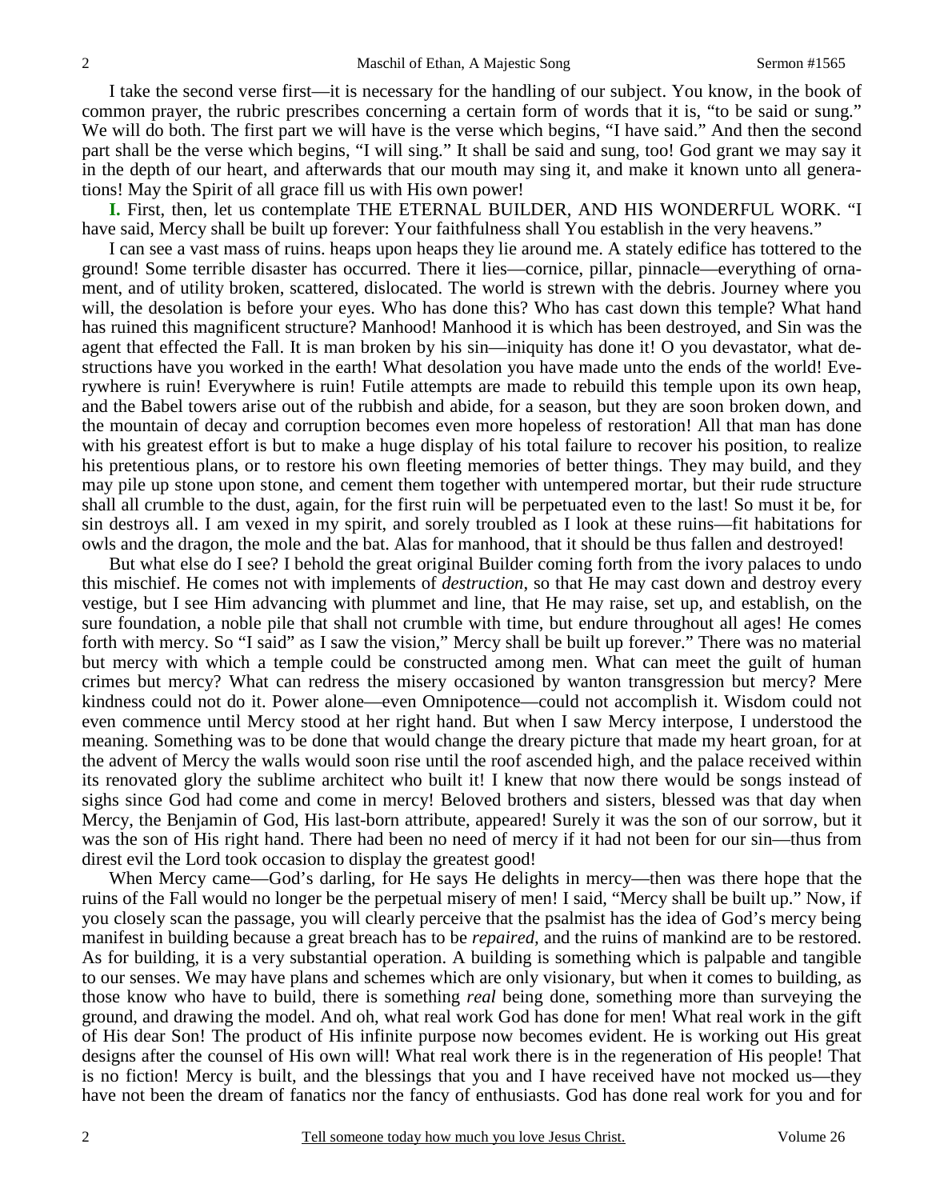I take the second verse first—it is necessary for the handling of our subject. You know, in the book of common prayer, the rubric prescribes concerning a certain form of words that it is, "to be said or sung." We will do both. The first part we will have is the verse which begins, "I have said." And then the second part shall be the verse which begins, "I will sing." It shall be said and sung, too! God grant we may say it in the depth of our heart, and afterwards that our mouth may sing it, and make it known unto all generations! May the Spirit of all grace fill us with His own power!

**I.** First, then, let us contemplate THE ETERNAL BUILDER, AND HIS WONDERFUL WORK. "I have said, Mercy shall be built up forever: Your faithfulness shall You establish in the very heavens."

I can see a vast mass of ruins. heaps upon heaps they lie around me. A stately edifice has tottered to the ground! Some terrible disaster has occurred. There it lies—cornice, pillar, pinnacle—everything of ornament, and of utility broken, scattered, dislocated. The world is strewn with the debris. Journey where you will, the desolation is before your eyes. Who has done this? Who has cast down this temple? What hand has ruined this magnificent structure? Manhood! Manhood it is which has been destroyed, and Sin was the agent that effected the Fall. It is man broken by his sin—iniquity has done it! O you devastator, what destructions have you worked in the earth! What desolation you have made unto the ends of the world! Everywhere is ruin! Everywhere is ruin! Futile attempts are made to rebuild this temple upon its own heap, and the Babel towers arise out of the rubbish and abide, for a season, but they are soon broken down, and the mountain of decay and corruption becomes even more hopeless of restoration! All that man has done with his greatest effort is but to make a huge display of his total failure to recover his position, to realize his pretentious plans, or to restore his own fleeting memories of better things. They may build, and they may pile up stone upon stone, and cement them together with untempered mortar, but their rude structure shall all crumble to the dust, again, for the first ruin will be perpetuated even to the last! So must it be, for sin destroys all. I am vexed in my spirit, and sorely troubled as I look at these ruins—fit habitations for owls and the dragon, the mole and the bat. Alas for manhood, that it should be thus fallen and destroyed!

But what else do I see? I behold the great original Builder coming forth from the ivory palaces to undo this mischief. He comes not with implements of *destruction*, so that He may cast down and destroy every vestige, but I see Him advancing with plummet and line, that He may raise, set up, and establish, on the sure foundation, a noble pile that shall not crumble with time, but endure throughout all ages! He comes forth with mercy. So "I said" as I saw the vision," Mercy shall be built up forever." There was no material but mercy with which a temple could be constructed among men. What can meet the guilt of human crimes but mercy? What can redress the misery occasioned by wanton transgression but mercy? Mere kindness could not do it. Power alone—even Omnipotence—could not accomplish it. Wisdom could not even commence until Mercy stood at her right hand. But when I saw Mercy interpose, I understood the meaning. Something was to be done that would change the dreary picture that made my heart groan, for at the advent of Mercy the walls would soon rise until the roof ascended high, and the palace received within its renovated glory the sublime architect who built it! I knew that now there would be songs instead of sighs since God had come and come in mercy! Beloved brothers and sisters, blessed was that day when Mercy, the Benjamin of God, His last-born attribute, appeared! Surely it was the son of our sorrow, but it was the son of His right hand. There had been no need of mercy if it had not been for our sin—thus from direst evil the Lord took occasion to display the greatest good!

When Mercy came—God's darling, for He says He delights in mercy—then was there hope that the ruins of the Fall would no longer be the perpetual misery of men! I said, "Mercy shall be built up." Now, if you closely scan the passage, you will clearly perceive that the psalmist has the idea of God's mercy being manifest in building because a great breach has to be *repaired*, and the ruins of mankind are to be restored. As for building, it is a very substantial operation. A building is something which is palpable and tangible to our senses. We may have plans and schemes which are only visionary, but when it comes to building, as those know who have to build, there is something *real* being done, something more than surveying the ground, and drawing the model. And oh, what real work God has done for men! What real work in the gift of His dear Son! The product of His infinite purpose now becomes evident. He is working out His great designs after the counsel of His own will! What real work there is in the regeneration of His people! That is no fiction! Mercy is built, and the blessings that you and I have received have not mocked us—they have not been the dream of fanatics nor the fancy of enthusiasts. God has done real work for you and for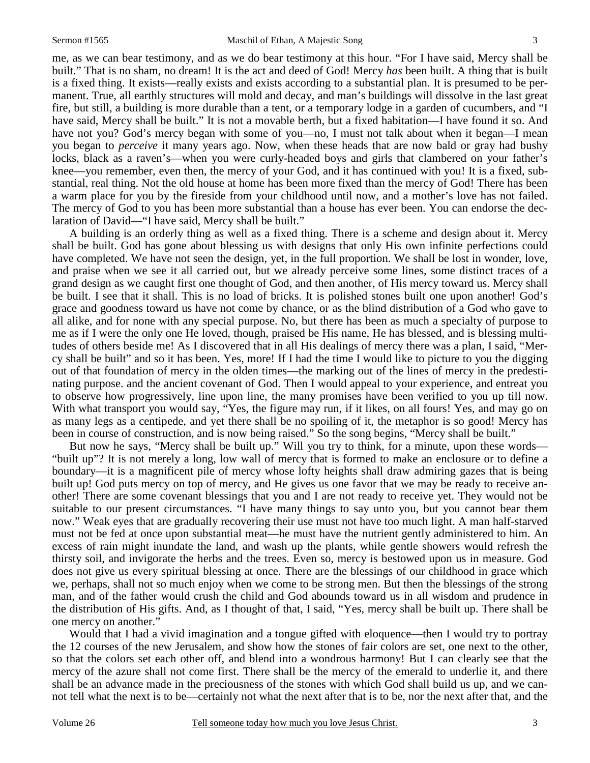me, as we can bear testimony, and as we do bear testimony at this hour. "For I have said, Mercy shall be built." That is no sham, no dream! It is the act and deed of God! Mercy *has* been built. A thing that is built is a fixed thing. It exists—really exists and exists according to a substantial plan. It is presumed to be permanent. True, all earthly structures will mold and decay, and man's buildings will dissolve in the last great fire, but still, a building is more durable than a tent, or a temporary lodge in a garden of cucumbers, and "I have said, Mercy shall be built." It is not a movable berth, but a fixed habitation—I have found it so. And have not you? God's mercy began with some of you—no, I must not talk about when it began—I mean you began to *perceive* it many years ago. Now, when these heads that are now bald or gray had bushy locks, black as a raven's—when you were curly-headed boys and girls that clambered on your father's knee—you remember, even then, the mercy of your God, and it has continued with you! It is a fixed, substantial, real thing. Not the old house at home has been more fixed than the mercy of God! There has been a warm place for you by the fireside from your childhood until now, and a mother's love has not failed. The mercy of God to you has been more substantial than a house has ever been. You can endorse the declaration of David—"I have said, Mercy shall be built."

A building is an orderly thing as well as a fixed thing. There is a scheme and design about it. Mercy shall be built. God has gone about blessing us with designs that only His own infinite perfections could have completed. We have not seen the design, yet, in the full proportion. We shall be lost in wonder, love, and praise when we see it all carried out, but we already perceive some lines, some distinct traces of a grand design as we caught first one thought of God, and then another, of His mercy toward us. Mercy shall be built. I see that it shall. This is no load of bricks. It is polished stones built one upon another! God's grace and goodness toward us have not come by chance, or as the blind distribution of a God who gave to all alike, and for none with any special purpose. No, but there has been as much a specialty of purpose to me as if I were the only one He loved, though, praised be His name, He has blessed, and is blessing multitudes of others beside me! As I discovered that in all His dealings of mercy there was a plan, I said, "Mercy shall be built" and so it has been. Yes, more! If I had the time I would like to picture to you the digging out of that foundation of mercy in the olden times—the marking out of the lines of mercy in the predestinating purpose. and the ancient covenant of God. Then I would appeal to your experience, and entreat you to observe how progressively, line upon line, the many promises have been verified to you up till now. With what transport you would say, "Yes, the figure may run, if it likes, on all fours! Yes, and may go on as many legs as a centipede, and yet there shall be no spoiling of it, the metaphor is so good! Mercy has been in course of construction, and is now being raised." So the song begins, "Mercy shall be built."

But now he says, "Mercy shall be built up." Will you try to think, for a minute, upon these words—"built up"? It is not merely a long, low wall of mercy that is formed to make an enclosure or to define a boundary—it is a magnificent pile of mercy whose lofty heights shall draw admiring gazes that is being built up! God puts mercy on top of mercy, and He gives us one favor that we may be ready to receive another! There are some covenant blessings that you and I are not ready to receive yet. They would not be suitable to our present circumstances. "I have many things to say unto you, but you cannot bear them now." Weak eyes that are gradually recovering their use must not have too much light. A man half-starved must not be fed at once upon substantial meat—he must have the nutrient gently administered to him. An excess of rain might inundate the land, and wash up the plants, while gentle showers would refresh the thirsty soil, and invigorate the herbs and the trees. Even so, mercy is bestowed upon us in measure. God does not give us every spiritual blessing at once. There are the blessings of our childhood in grace which we, perhaps, shall not so much enjoy when we come to be strong men. But then the blessings of the strong man, and of the father would crush the child and God abounds toward us in all wisdom and prudence in the distribution of His gifts. And, as I thought of that, I said, "Yes, mercy shall be built up. There shall be one mercy on another."

Would that I had a vivid imagination and a tongue gifted with eloquence—then I would try to portray the 12 courses of the new Jerusalem, and show how the stones of fair colors are set, one next to the other, so that the colors set each other off, and blend into a wondrous harmony! But I can clearly see that the mercy of the azure shall not come first. There shall be the mercy of the emerald to underlie it, and there shall be an advance made in the preciousness of the stones with which God shall build us up, and we cannot tell what the next is to be—certainly not what the next after that is to be, nor the next after that, and the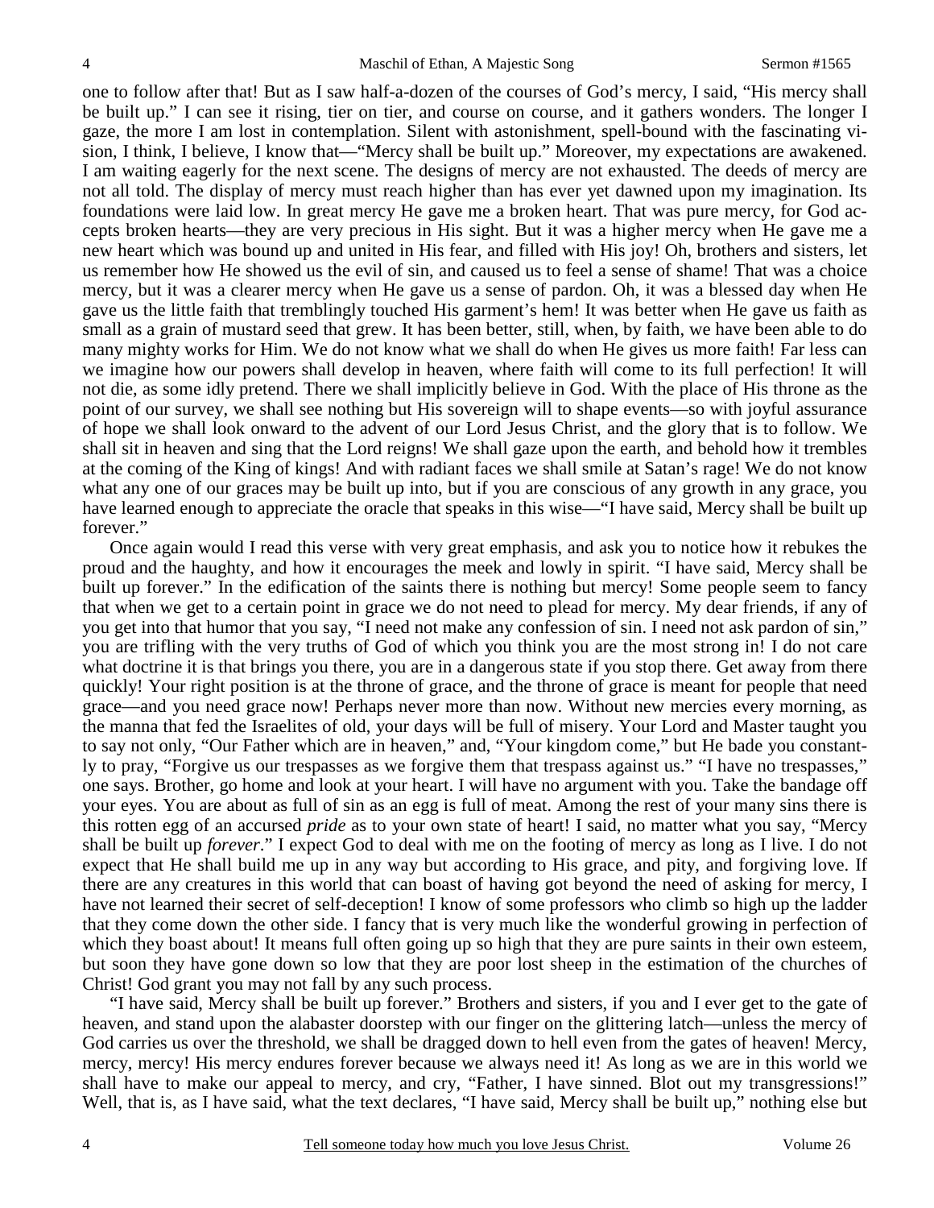one to follow after that! But as I saw half-a-dozen of the courses of God's mercy, I said, "His mercy shall be built up." I can see it rising, tier on tier, and course on course, and it gathers wonders. The longer I gaze, the more I am lost in contemplation. Silent with astonishment, spell-bound with the fascinating vision, I think, I believe, I know that—"Mercy shall be built up." Moreover, my expectations are awakened. I am waiting eagerly for the next scene. The designs of mercy are not exhausted. The deeds of mercy are not all told. The display of mercy must reach higher than has ever yet dawned upon my imagination. Its foundations were laid low. In great mercy He gave me a broken heart. That was pure mercy, for God accepts broken hearts—they are very precious in His sight. But it was a higher mercy when He gave me a new heart which was bound up and united in His fear, and filled with His joy! Oh, brothers and sisters, let us remember how He showed us the evil of sin, and caused us to feel a sense of shame! That was a choice mercy, but it was a clearer mercy when He gave us a sense of pardon. Oh, it was a blessed day when He gave us the little faith that tremblingly touched His garment's hem! It was better when He gave us faith as small as a grain of mustard seed that grew. It has been better, still, when, by faith, we have been able to do many mighty works for Him. We do not know what we shall do when He gives us more faith! Far less can we imagine how our powers shall develop in heaven, where faith will come to its full perfection! It will not die, as some idly pretend. There we shall implicitly believe in God. With the place of His throne as the point of our survey, we shall see nothing but His sovereign will to shape events—so with joyful assurance of hope we shall look onward to the advent of our Lord Jesus Christ, and the glory that is to follow. We shall sit in heaven and sing that the Lord reigns! We shall gaze upon the earth, and behold how it trembles at the coming of the King of kings! And with radiant faces we shall smile at Satan's rage! We do not know what any one of our graces may be built up into, but if you are conscious of any growth in any grace, you have learned enough to appreciate the oracle that speaks in this wise—"I have said, Mercy shall be built up forever."

Once again would I read this verse with very great emphasis, and ask you to notice how it rebukes the proud and the haughty, and how it encourages the meek and lowly in spirit. "I have said, Mercy shall be built up forever." In the edification of the saints there is nothing but mercy! Some people seem to fancy that when we get to a certain point in grace we do not need to plead for mercy. My dear friends, if any of you get into that humor that you say, "I need not make any confession of sin. I need not ask pardon of sin," you are trifling with the very truths of God of which you think you are the most strong in! I do not care what doctrine it is that brings you there, you are in a dangerous state if you stop there. Get away from there quickly! Your right position is at the throne of grace, and the throne of grace is meant for people that need grace—and you need grace now! Perhaps never more than now. Without new mercies every morning, as the manna that fed the Israelites of old, your days will be full of misery. Your Lord and Master taught you to say not only, "Our Father which are in heaven," and, "Your kingdom come," but He bade you constantly to pray, "Forgive us our trespasses as we forgive them that trespass against us." "I have no trespasses," one says. Brother, go home and look at your heart. I will have no argument with you. Take the bandage off your eyes. You are about as full of sin as an egg is full of meat. Among the rest of your many sins there is this rotten egg of an accursed *pride* as to your own state of heart! I said, no matter what you say, "Mercy shall be built up *forever*." I expect God to deal with me on the footing of mercy as long as I live. I do not expect that He shall build me up in any way but according to His grace, and pity, and forgiving love. If there are any creatures in this world that can boast of having got beyond the need of asking for mercy, I have not learned their secret of self-deception! I know of some professors who climb so high up the ladder that they come down the other side. I fancy that is very much like the wonderful growing in perfection of which they boast about! It means full often going up so high that they are pure saints in their own esteem, but soon they have gone down so low that they are poor lost sheep in the estimation of the churches of Christ! God grant you may not fall by any such process.

"I have said, Mercy shall be built up forever." Brothers and sisters, if you and I ever get to the gate of heaven, and stand upon the alabaster doorstep with our finger on the glittering latch—unless the mercy of God carries us over the threshold, we shall be dragged down to hell even from the gates of heaven! Mercy, mercy, mercy! His mercy endures forever because we always need it! As long as we are in this world we shall have to make our appeal to mercy, and cry, "Father, I have sinned. Blot out my transgressions!" Well, that is, as I have said, what the text declares, "I have said, Mercy shall be built up," nothing else but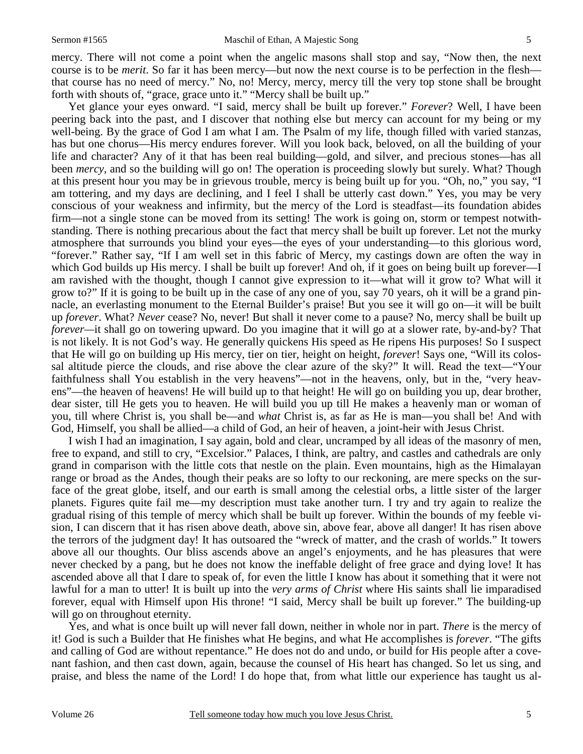mercy. There will not come a point when the angelic masons shall stop and say, "Now then, the next course is to be *merit*. So far it has been mercy—but now the next course is to be perfection in the flesh—that course has no need of mercy." No, no! Mercy, mercy, mercy till the very top stone shall be brought forth with shouts of, "grace, grace unto it." "Mercy shall be built up."

Yet glance your eyes onward. "I said, mercy shall be built up forever." *Forever*? Well, I have been peering back into the past, and I discover that nothing else but mercy can account for my being or my well-being. By the grace of God I am what I am. The Psalm of my life, though filled with varied stanzas, has but one chorus—His mercy endures forever. Will you look back, beloved, on all the building of your life and character? Any of it that has been real building—gold, and silver, and precious stones—has all been *mercy*, and so the building will go on! The operation is proceeding slowly but surely. What? Though at this present hour you may be in grievous trouble, mercy is being built up for you. "Oh, no," you say, "I am tottering, and my days are declining, and I feel I shall be utterly cast down." Yes, you may be very conscious of your weakness and infirmity, but the mercy of the Lord is steadfast—its foundation abides firm—not a single stone can be moved from its setting! The work is going on, storm or tempest notwithstanding. There is nothing precarious about the fact that mercy shall be built up forever. Let not the murky atmosphere that surrounds you blind your eyes—the eyes of your understanding—to this glorious word, "forever." Rather say, "If I am well set in this fabric of Mercy, my castings down are often the way in which God builds up His mercy. I shall be built up forever! And oh, if it goes on being built up forever—I am ravished with the thought, though I cannot give expression to it—what will it grow to? What will it grow to?" If it is going to be built up in the case of any one of you, say 70 years, oh it will be a grand pinnacle, an everlasting monument to the Eternal Builder's praise! But you see it will go on—it will be built up *forever*. What? *Never* cease? No, never! But shall it never come to a pause? No, mercy shall be built up *forever*—it shall go on towering upward. Do you imagine that it will go at a slower rate, by-and-by? That is not likely. It is not God's way. He generally quickens His speed as He ripens His purposes! So I suspect that He will go on building up His mercy, tier on tier, height on height, *forever*! Says one, "Will its colossal altitude pierce the clouds, and rise above the clear azure of the sky?" It will. Read the text—"Your faithfulness shall You establish in the very heavens"—not in the heavens, only, but in the, "very heavens"—the heaven of heavens! He will build up to that height! He will go on building you up, dear brother, dear sister, till He gets you to heaven. He will build you up till He makes a heavenly man or woman of you, till where Christ is, you shall be—and *what* Christ is, as far as He is man—you shall be! And with God, Himself, you shall be allied—a child of God, an heir of heaven, a joint-heir with Jesus Christ.

I wish I had an imagination, I say again, bold and clear, uncramped by all ideas of the masonry of men, free to expand, and still to cry, "Excelsior." Palaces, I think, are paltry, and castles and cathedrals are only grand in comparison with the little cots that nestle on the plain. Even mountains, high as the Himalayan range or broad as the Andes, though their peaks are so lofty to our reckoning, are mere specks on the surface of the great globe, itself, and our earth is small among the celestial orbs, a little sister of the larger planets. Figures quite fail me—my description must take another turn. I try and try again to realize the gradual rising of this temple of mercy which shall be built up forever. Within the bounds of my feeble vision, I can discern that it has risen above death, above sin, above fear, above all danger! It has risen above the terrors of the judgment day! It has outsoared the "wreck of matter, and the crash of worlds." It towers above all our thoughts. Our bliss ascends above an angel's enjoyments, and he has pleasures that were never checked by a pang, but he does not know the ineffable delight of free grace and dying love! It has ascended above all that I dare to speak of, for even the little I know has about it something that it were not lawful for a man to utter! It is built up into the *very arms of Christ* where His saints shall lie imparadised forever, equal with Himself upon His throne! "I said, Mercy shall be built up forever." The building-up will go on throughout eternity.

Yes, and what is once built up will never fall down, neither in whole nor in part. *There* is the mercy of it! God is such a Builder that He finishes what He begins, and what He accomplishes is *forever*. "The gifts and calling of God are without repentance." He does not do and undo, or build for His people after a covenant fashion, and then cast down, again, because the counsel of His heart has changed. So let us sing, and praise, and bless the name of the Lord! I do hope that, from what little our experience has taught us al-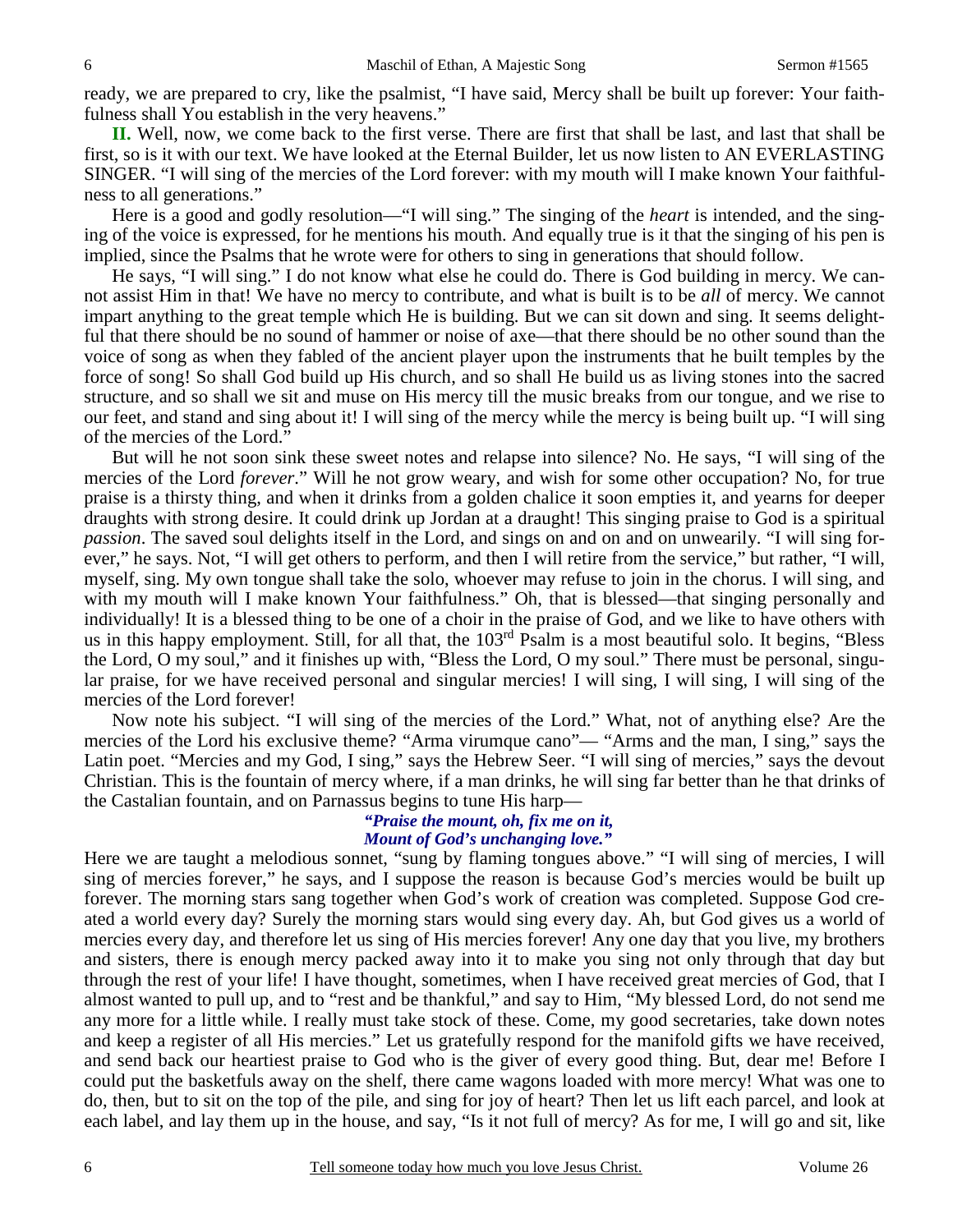ready, we are prepared to cry, like the psalmist, "I have said, Mercy shall be built up forever: Your faithfulness shall You establish in the very heavens."

**II.** Well, now, we come back to the first verse. There are first that shall be last, and last that shall be first, so is it with our text. We have looked at the Eternal Builder, let us now listen to AN EVERLASTING SINGER. "I will sing of the mercies of the Lord forever: with my mouth will I make known Your faithfulness to all generations."

Here is a good and godly resolution—"I will sing." The singing of the *heart* is intended, and the singing of the voice is expressed, for he mentions his mouth. And equally true is it that the singing of his pen is implied, since the Psalms that he wrote were for others to sing in generations that should follow.

He says, "I will sing." I do not know what else he could do. There is God building in mercy. We cannot assist Him in that! We have no mercy to contribute, and what is built is to be *all* of mercy. We cannot impart anything to the great temple which He is building. But we can sit down and sing. It seems delightful that there should be no sound of hammer or noise of axe—that there should be no other sound than the voice of song as when they fabled of the ancient player upon the instruments that he built temples by the force of song! So shall God build up His church, and so shall He build us as living stones into the sacred structure, and so shall we sit and muse on His mercy till the music breaks from our tongue, and we rise to our feet, and stand and sing about it! I will sing of the mercy while the mercy is being built up. "I will sing of the mercies of the Lord."

But will he not soon sink these sweet notes and relapse into silence? No. He says, "I will sing of the mercies of the Lord *forever*." Will he not grow weary, and wish for some other occupation? No, for true praise is a thirsty thing, and when it drinks from a golden chalice it soon empties it, and yearns for deeper draughts with strong desire. It could drink up Jordan at a draught! This singing praise to God is a spiritual *passion*. The saved soul delights itself in the Lord, and sings on and on and on unwearily. "I will sing forever," he says. Not, "I will get others to perform, and then I will retire from the service," but rather, "I will, myself, sing. My own tongue shall take the solo, whoever may refuse to join in the chorus. I will sing, and with my mouth will I make known Your faithfulness." Oh, that is blessed—that singing personally and individually! It is a blessed thing to be one of a choir in the praise of God, and we like to have others with us in this happy employment. Still, for all that, the 103rd Psalm is a most beautiful solo. It begins, "Bless the Lord, O my soul," and it finishes up with, "Bless the Lord, O my soul." There must be personal, singular praise, for we have received personal and singular mercies! I will sing, I will sing, I will sing of the mercies of the Lord forever!

Now note his subject. "I will sing of the mercies of the Lord." What, not of anything else? Are the mercies of the Lord his exclusive theme? "Arma virumque cano"— "Arms and the man, I sing," says the Latin poet. "Mercies and my God, I sing," says the Hebrew Seer. "I will sing of mercies," says the devout Christian. This is the fountain of mercy where, if a man drinks, he will sing far better than he that drinks of the Castalian fountain, and on Parnassus begins to tune His harp—

> ***"Praise the mount, oh, fix me on it,***
> ***Mount of God's unchanging love."***

Here we are taught a melodious sonnet, "sung by flaming tongues above." "I will sing of mercies, I will sing of mercies forever," he says, and I suppose the reason is because God's mercies would be built up forever. The morning stars sang together when God's work of creation was completed. Suppose God created a world every day? Surely the morning stars would sing every day. Ah, but God gives us a world of mercies every day, and therefore let us sing of His mercies forever! Any one day that you live, my brothers and sisters, there is enough mercy packed away into it to make you sing not only through that day but through the rest of your life! I have thought, sometimes, when I have received great mercies of God, that I almost wanted to pull up, and to "rest and be thankful," and say to Him, "My blessed Lord, do not send me any more for a little while. I really must take stock of these. Come, my good secretaries, take down notes and keep a register of all His mercies." Let us gratefully respond for the manifold gifts we have received, and send back our heartiest praise to God who is the giver of every good thing. But, dear me! Before I could put the basketfuls away on the shelf, there came wagons loaded with more mercy! What was one to do, then, but to sit on the top of the pile, and sing for joy of heart? Then let us lift each parcel, and look at each label, and lay them up in the house, and say, "Is it not full of mercy? As for me, I will go and sit, like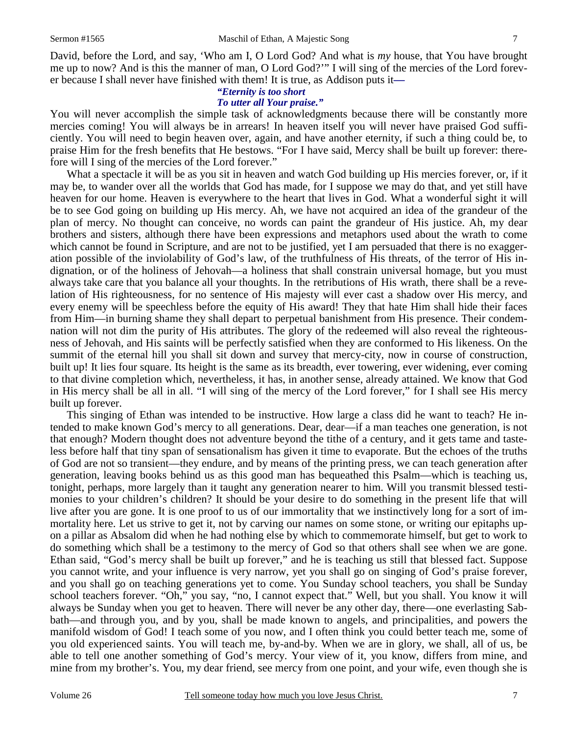David, before the Lord, and say, 'Who am I, O Lord God? And what is *my* house, that You have brought me up to now? And is this the manner of man, O Lord God?'" I will sing of the mercies of the Lord forever because I shall never have finished with them! It is true, as Addison puts it—

> ***"Eternity is too short***
> ***To utter all Your praise."***

You will never accomplish the simple task of acknowledgments because there will be constantly more mercies coming! You will always be in arrears! In heaven itself you will never have praised God sufficiently. You will need to begin heaven over, again, and have another eternity, if such a thing could be, to praise Him for the fresh benefits that He bestows. "For I have said, Mercy shall be built up forever: therefore will I sing of the mercies of the Lord forever."

What a spectacle it will be as you sit in heaven and watch God building up His mercies forever, or, if it may be, to wander over all the worlds that God has made, for I suppose we may do that, and yet still have heaven for our home. Heaven is everywhere to the heart that lives in God. What a wonderful sight it will be to see God going on building up His mercy. Ah, we have not acquired an idea of the grandeur of the plan of mercy. No thought can conceive, no words can paint the grandeur of His justice. Ah, my dear brothers and sisters, although there have been expressions and metaphors used about the wrath to come which cannot be found in Scripture, and are not to be justified, yet I am persuaded that there is no exaggeration possible of the inviolability of God's law, of the truthfulness of His threats, of the terror of His indignation, or of the holiness of Jehovah—a holiness that shall constrain universal homage, but you must always take care that you balance all your thoughts. In the retributions of His wrath, there shall be a revelation of His righteousness, for no sentence of His majesty will ever cast a shadow over His mercy, and every enemy will be speechless before the equity of His award! They that hate Him shall hide their faces from Him—in burning shame they shall depart to perpetual banishment from His presence. Their condemnation will not dim the purity of His attributes. The glory of the redeemed will also reveal the righteousness of Jehovah, and His saints will be perfectly satisfied when they are conformed to His likeness. On the summit of the eternal hill you shall sit down and survey that mercy-city, now in course of construction, built up! It lies four square. Its height is the same as its breadth, ever towering, ever widening, ever coming to that divine completion which, nevertheless, it has, in another sense, already attained. We know that God in His mercy shall be all in all. "I will sing of the mercy of the Lord forever," for I shall see His mercy built up forever.

This singing of Ethan was intended to be instructive. How large a class did he want to teach? He intended to make known God's mercy to all generations. Dear, dear—if a man teaches one generation, is not that enough? Modern thought does not adventure beyond the tithe of a century, and it gets tame and tasteless before half that tiny span of sensationalism has given it time to evaporate. But the echoes of the truths of God are not so transient—they endure, and by means of the printing press, we can teach generation after generation, leaving books behind us as this good man has bequeathed this Psalm—which is teaching us, tonight, perhaps, more largely than it taught any generation nearer to him. Will you transmit blessed testimonies to your children's children? It should be your desire to do something in the present life that will live after you are gone. It is one proof to us of our immortality that we instinctively long for a sort of immortality here. Let us strive to get it, not by carving our names on some stone, or writing our epitaphs upon a pillar as Absalom did when he had nothing else by which to commemorate himself, but get to work to do something which shall be a testimony to the mercy of God so that others shall see when we are gone. Ethan said, "God's mercy shall be built up forever," and he is teaching us still that blessed fact. Suppose you cannot write, and your influence is very narrow, yet you shall go on singing of God's praise forever, and you shall go on teaching generations yet to come. You Sunday school teachers, you shall be Sunday school teachers forever. "Oh," you say, "no, I cannot expect that." Well, but you shall. You know it will always be Sunday when you get to heaven. There will never be any other day, there—one everlasting Sabbath—and through you, and by you, shall be made known to angels, and principalities, and powers the manifold wisdom of God! I teach some of you now, and I often think you could better teach me, some of you old experienced saints. You will teach me, by-and-by. When we are in glory, we shall, all of us, be able to tell one another something of God's mercy. Your view of it, you know, differs from mine, and mine from my brother's. You, my dear friend, see mercy from one point, and your wife, even though she is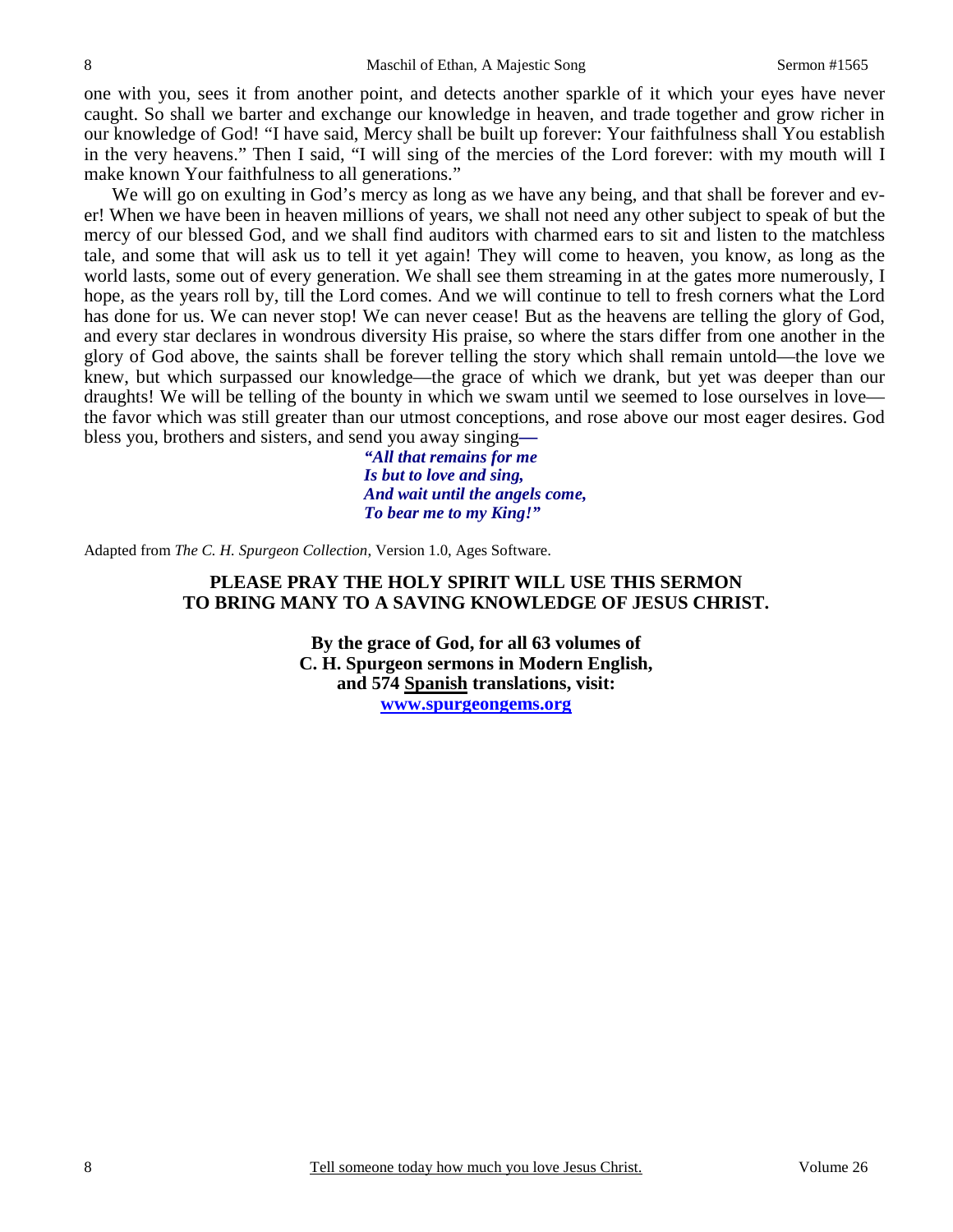one with you, sees it from another point, and detects another sparkle of it which your eyes have never caught. So shall we barter and exchange our knowledge in heaven, and trade together and grow richer in our knowledge of God! "I have said, Mercy shall be built up forever: Your faithfulness shall You establish in the very heavens." Then I said, "I will sing of the mercies of the Lord forever: with my mouth will I make known Your faithfulness to all generations."

We will go on exulting in God's mercy as long as we have any being, and that shall be forever and ever! When we have been in heaven millions of years, we shall not need any other subject to speak of but the mercy of our blessed God, and we shall find auditors with charmed ears to sit and listen to the matchless tale, and some that will ask us to tell it yet again! They will come to heaven, you know, as long as the world lasts, some out of every generation. We shall see them streaming in at the gates more numerously, I hope, as the years roll by, till the Lord comes. And we will continue to tell to fresh corners what the Lord has done for us. We can never stop! We can never cease! But as the heavens are telling the glory of God, and every star declares in wondrous diversity His praise, so where the stars differ from one another in the glory of God above, the saints shall be forever telling the story which shall remain untold—the love we knew, but which surpassed our knowledge—the grace of which we drank, but yet was deeper than our draughts! We will be telling of the bounty in which we swam until we seemed to lose ourselves in love—the favor which was still greater than our utmost conceptions, and rose above our most eager desires. God bless you, brothers and sisters, and send you away singing—

*"All that remains for me*
*Is but to love and sing,*
*And wait until the angels come,*
*To bear me to my King!"*

Adapted from *The C. H. Spurgeon Collection,* Version 1.0, Ages Software.

**PLEASE PRAY THE HOLY SPIRIT WILL USE THIS SERMON TO BRING MANY TO A SAVING KNOWLEDGE OF JESUS CHRIST.**

**By the grace of God, for all 63 volumes of C. H. Spurgeon sermons in Modern English, and 574 Spanish translations, visit: www.spurgeongems.org**